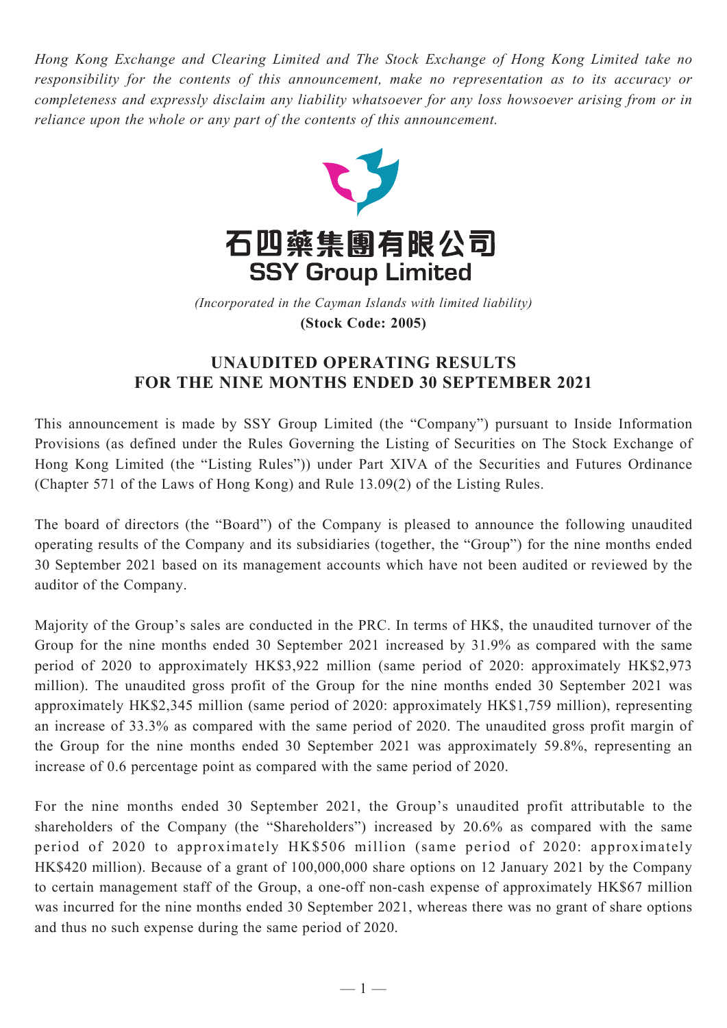*Hong Kong Exchange and Clearing Limited and The Stock Exchange of Hong Kong Limited take no responsibility for the contents of this announcement, make no representation as to its accuracy or completeness and expressly disclaim any liability whatsoever for any loss howsoever arising from or in reliance upon the whole or any part of the contents of this announcement.*

# 石四藥集團有限公司
# SSY Group Limited

*(Incorporated in the Cayman Islands with limited liability)*

**(Stock Code: 2005)**

## UNAUDITED OPERATING RESULTS FOR THE NINE MONTHS ENDED 30 SEPTEMBER 2021

This announcement is made by SSY Group Limited (the "Company") pursuant to Inside Information Provisions (as defined under the Rules Governing the Listing of Securities on The Stock Exchange of Hong Kong Limited (the "Listing Rules")) under Part XIVA of the Securities and Futures Ordinance (Chapter 571 of the Laws of Hong Kong) and Rule 13.09(2) of the Listing Rules.

The board of directors (the "Board") of the Company is pleased to announce the following unaudited operating results of the Company and its subsidiaries (together, the "Group") for the nine months ended 30 September 2021 based on its management accounts which have not been audited or reviewed by the auditor of the Company.

Majority of the Group's sales are conducted in the PRC. In terms of HK$, the unaudited turnover of the Group for the nine months ended 30 September 2021 increased by 31.9% as compared with the same period of 2020 to approximately HK$3,922 million (same period of 2020: approximately HK$2,973 million). The unaudited gross profit of the Group for the nine months ended 30 September 2021 was approximately HK$2,345 million (same period of 2020: approximately HK$1,759 million), representing an increase of 33.3% as compared with the same period of 2020. The unaudited gross profit margin of the Group for the nine months ended 30 September 2021 was approximately 59.8%, representing an increase of 0.6 percentage point as compared with the same period of 2020.

For the nine months ended 30 September 2021, the Group's unaudited profit attributable to the shareholders of the Company (the "Shareholders") increased by 20.6% as compared with the same period of 2020 to approximately HK$506 million (same period of 2020: approximately HK$420 million). Because of a grant of 100,000,000 share options on 12 January 2021 by the Company to certain management staff of the Group, a one-off non-cash expense of approximately HK$67 million was incurred for the nine months ended 30 September 2021, whereas there was no grant of share options and thus no such expense during the same period of 2020.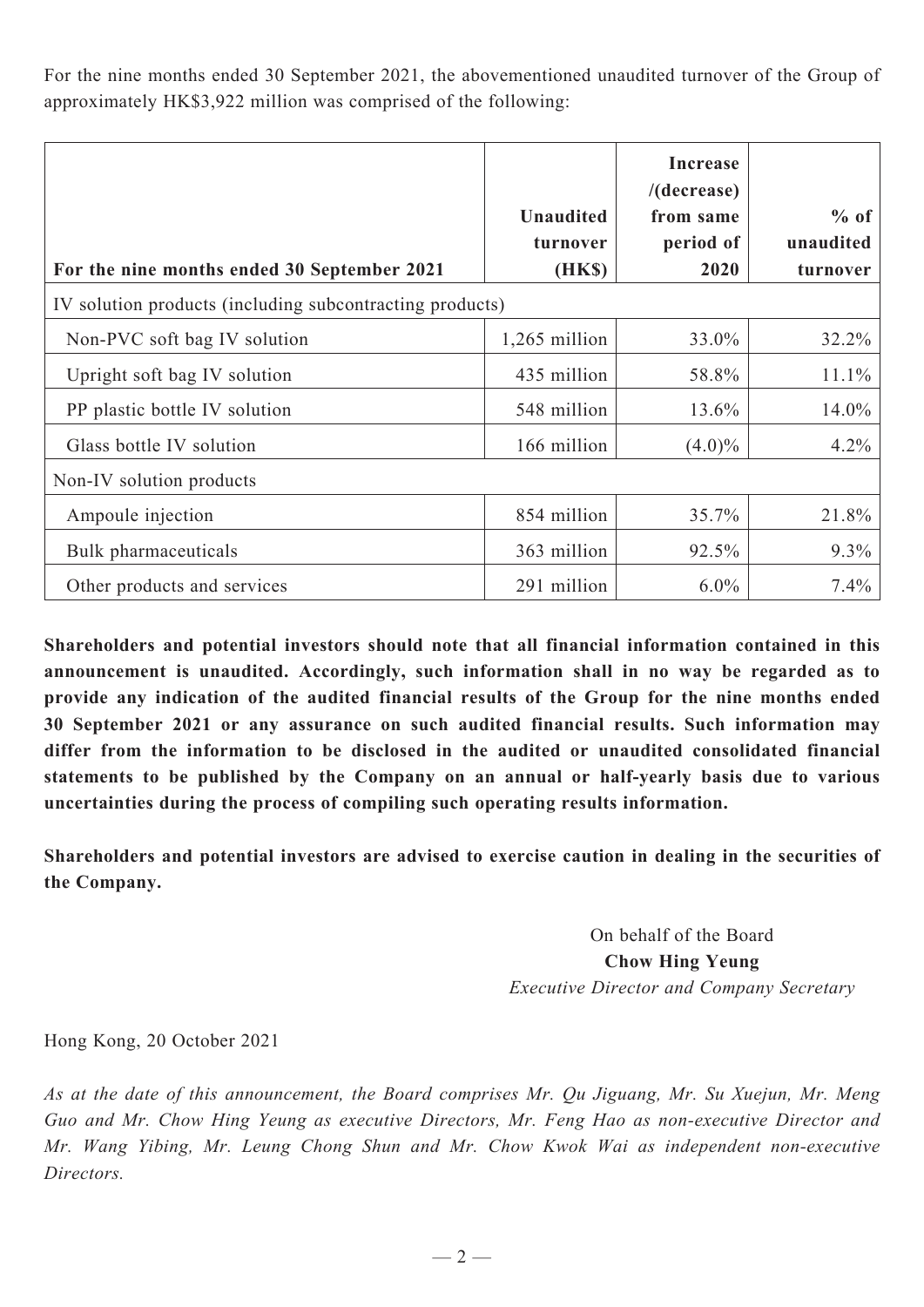For the nine months ended 30 September 2021, the abovementioned unaudited turnover of the Group of approximately HK$3,922 million was comprised of the following:

| For the nine months ended 30 September 2021 | Unaudited turnover (HK$) | Increase /(decrease) from same period of 2020 | % of unaudited turnover |
|---|---|---|---|
| IV solution products (including subcontracting products) | | | |
| Non-PVC soft bag IV solution | 1,265 million | 33.0% | 32.2% |
| Upright soft bag IV solution | 435 million | 58.8% | 11.1% |
| PP plastic bottle IV solution | 548 million | 13.6% | 14.0% |
| Glass bottle IV solution | 166 million | (4.0)% | 4.2% |
| Non-IV solution products | | | |
| Ampoule injection | 854 million | 35.7% | 21.8% |
| Bulk pharmaceuticals | 363 million | 92.5% | 9.3% |
| Other products and services | 291 million | 6.0% | 7.4% |

**Shareholders and potential investors should note that all financial information contained in this announcement is unaudited. Accordingly, such information shall in no way be regarded as to provide any indication of the audited financial results of the Group for the nine months ended 30 September 2021 or any assurance on such audited financial results. Such information may differ from the information to be disclosed in the audited or unaudited consolidated financial statements to be published by the Company on an annual or half-yearly basis due to various uncertainties during the process of compiling such operating results information.**

**Shareholders and potential investors are advised to exercise caution in dealing in the securities of the Company.**

On behalf of the Board
**Chow Hing Yeung**
*Executive Director and Company Secretary*

Hong Kong, 20 October 2021

*As at the date of this announcement, the Board comprises Mr. Qu Jiguang, Mr. Su Xuejun, Mr. Meng Guo and Mr. Chow Hing Yeung as executive Directors, Mr. Feng Hao as non-executive Director and Mr. Wang Yibing, Mr. Leung Chong Shun and Mr. Chow Kwok Wai as independent non-executive Directors.*